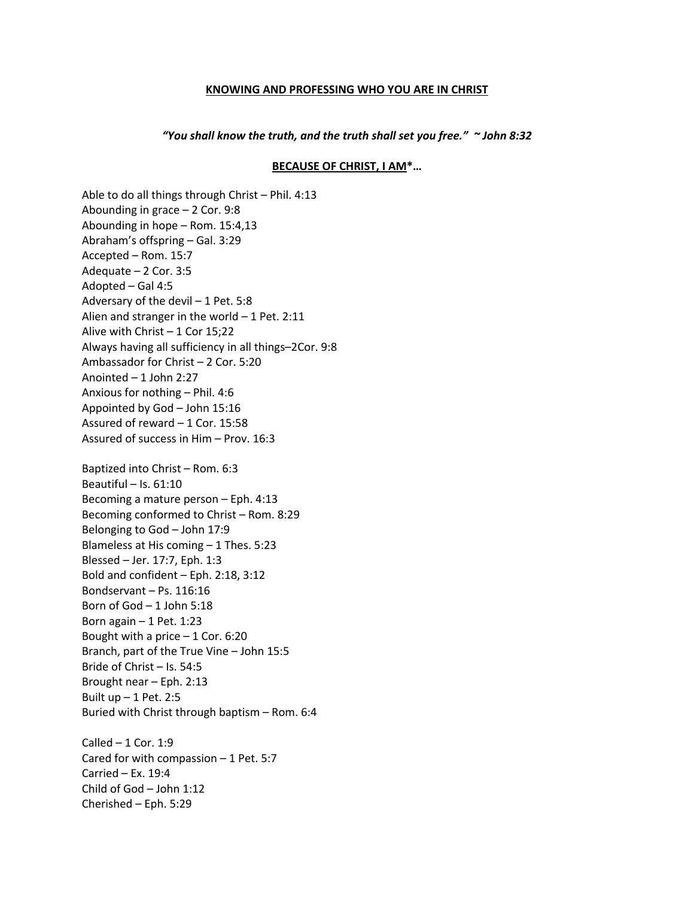**KNOWING AND PROFESSING WHO YOU ARE IN CHRIST**

*"You shall know the truth, and the truth shall set you free." ~ John 8:32*

**BECAUSE OF CHRIST, I AM*…**

Able to do all things through Christ – Phil. 4:13
Abounding in grace – 2 Cor. 9:8
Abounding in hope – Rom. 15:4,13
Abraham's offspring – Gal. 3:29
Accepted – Rom. 15:7
Adequate – 2 Cor. 3:5
Adopted – Gal 4:5
Adversary of the devil – 1 Pet. 5:8
Alien and stranger in the world – 1 Pet. 2:11
Alive with Christ – 1 Cor 15;22
Always having all sufficiency in all things–2Cor. 9:8
Ambassador for Christ – 2 Cor. 5:20
Anointed – 1 John 2:27
Anxious for nothing – Phil. 4:6
Appointed by God – John 15:16
Assured of reward – 1 Cor. 15:58
Assured of success in Him – Prov. 16:3

Baptized into Christ – Rom. 6:3
Beautiful – Is. 61:10
Becoming a mature person – Eph. 4:13
Becoming conformed to Christ – Rom. 8:29
Belonging to God – John 17:9
Blameless at His coming – 1 Thes. 5:23
Blessed – Jer. 17:7, Eph. 1:3
Bold and confident – Eph. 2:18, 3:12
Bondservant – Ps. 116:16
Born of God – 1 John 5:18
Born again – 1 Pet. 1:23
Bought with a price – 1 Cor. 6:20
Branch, part of the True Vine – John 15:5
Bride of Christ – Is. 54:5
Brought near – Eph. 2:13
Built up – 1 Pet. 2:5
Buried with Christ through baptism – Rom. 6:4

Called – 1 Cor. 1:9
Cared for with compassion – 1 Pet. 5:7
Carried – Ex. 19:4
Child of God – John 1:12
Cherished – Eph. 5:29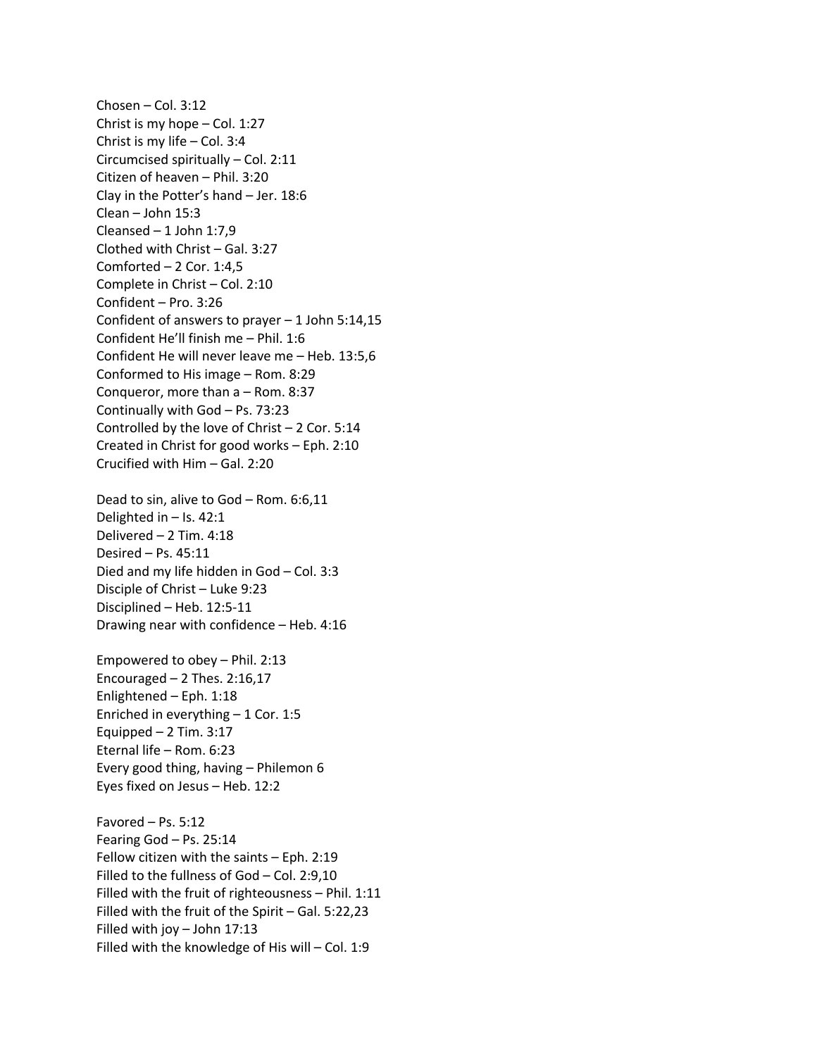Chosen – Col. 3:12
Christ is my hope – Col. 1:27
Christ is my life – Col. 3:4
Circumcised spiritually – Col. 2:11
Citizen of heaven – Phil. 3:20
Clay in the Potter's hand – Jer. 18:6
Clean – John 15:3
Cleansed – 1 John 1:7,9
Clothed with Christ – Gal. 3:27
Comforted – 2 Cor. 1:4,5
Complete in Christ – Col. 2:10
Confident – Pro. 3:26
Confident of answers to prayer – 1 John 5:14,15
Confident He'll finish me – Phil. 1:6
Confident He will never leave me – Heb. 13:5,6
Conformed to His image – Rom. 8:29
Conqueror, more than a – Rom. 8:37
Continually with God – Ps. 73:23
Controlled by the love of Christ – 2 Cor. 5:14
Created in Christ for good works – Eph. 2:10
Crucified with Him – Gal. 2:20

Dead to sin, alive to God – Rom. 6:6,11
Delighted in – Is. 42:1
Delivered – 2 Tim. 4:18
Desired – Ps. 45:11
Died and my life hidden in God – Col. 3:3
Disciple of Christ – Luke 9:23
Disciplined – Heb. 12:5-11
Drawing near with confidence – Heb. 4:16

Empowered to obey – Phil. 2:13
Encouraged – 2 Thes. 2:16,17
Enlightened – Eph. 1:18
Enriched in everything – 1 Cor. 1:5
Equipped – 2 Tim. 3:17
Eternal life – Rom. 6:23
Every good thing, having – Philemon 6
Eyes fixed on Jesus – Heb. 12:2

Favored – Ps. 5:12
Fearing God – Ps. 25:14
Fellow citizen with the saints – Eph. 2:19
Filled to the fullness of God – Col. 2:9,10
Filled with the fruit of righteousness – Phil. 1:11
Filled with the fruit of the Spirit – Gal. 5:22,23
Filled with joy – John 17:13
Filled with the knowledge of His will – Col. 1:9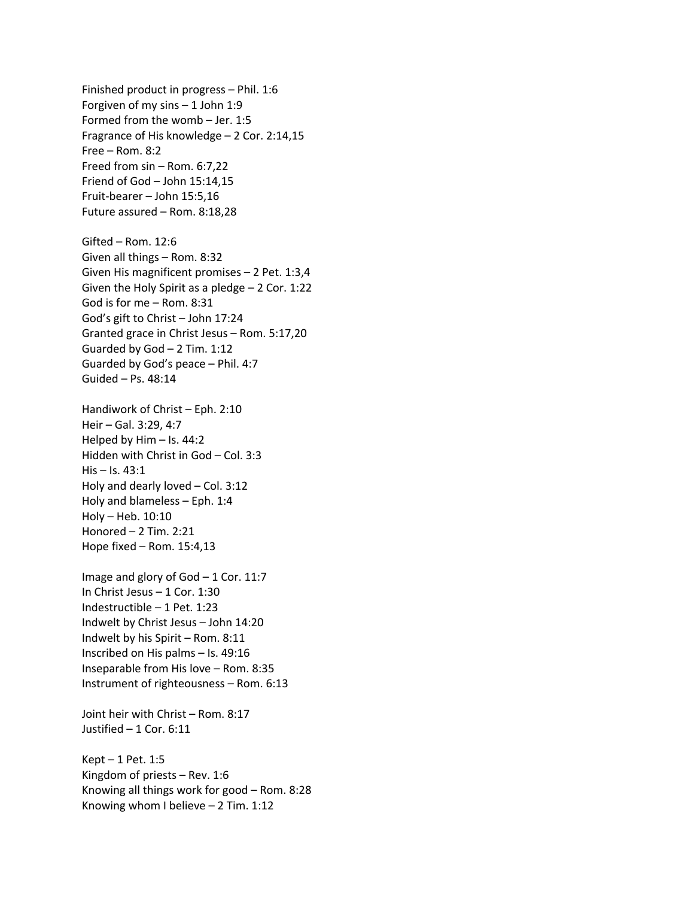Finished product in progress – Phil. 1:6
Forgiven of my sins – 1 John 1:9
Formed from the womb – Jer. 1:5
Fragrance of His knowledge – 2 Cor. 2:14,15
Free – Rom. 8:2
Freed from sin – Rom. 6:7,22
Friend of God – John 15:14,15
Fruit-bearer – John 15:5,16
Future assured – Rom. 8:18,28

Gifted – Rom. 12:6
Given all things – Rom. 8:32
Given His magnificent promises – 2 Pet. 1:3,4
Given the Holy Spirit as a pledge – 2 Cor. 1:22
God is for me – Rom. 8:31
God's gift to Christ – John 17:24
Granted grace in Christ Jesus – Rom. 5:17,20
Guarded by God – 2 Tim. 1:12
Guarded by God's peace – Phil. 4:7
Guided – Ps. 48:14

Handiwork of Christ – Eph. 2:10
Heir – Gal. 3:29, 4:7
Helped by Him – Is. 44:2
Hidden with Christ in God – Col. 3:3
His – Is. 43:1
Holy and dearly loved – Col. 3:12
Holy and blameless – Eph. 1:4
Holy – Heb. 10:10
Honored – 2 Tim. 2:21
Hope fixed – Rom. 15:4,13

Image and glory of God – 1 Cor. 11:7
In Christ Jesus – 1 Cor. 1:30
Indestructible – 1 Pet. 1:23
Indwelt by Christ Jesus – John 14:20
Indwelt by his Spirit – Rom. 8:11
Inscribed on His palms – Is. 49:16
Inseparable from His love – Rom. 8:35
Instrument of righteousness – Rom. 6:13

Joint heir with Christ – Rom. 8:17
Justified – 1 Cor. 6:11

Kept – 1 Pet. 1:5
Kingdom of priests – Rev. 1:6
Knowing all things work for good – Rom. 8:28
Knowing whom I believe – 2 Tim. 1:12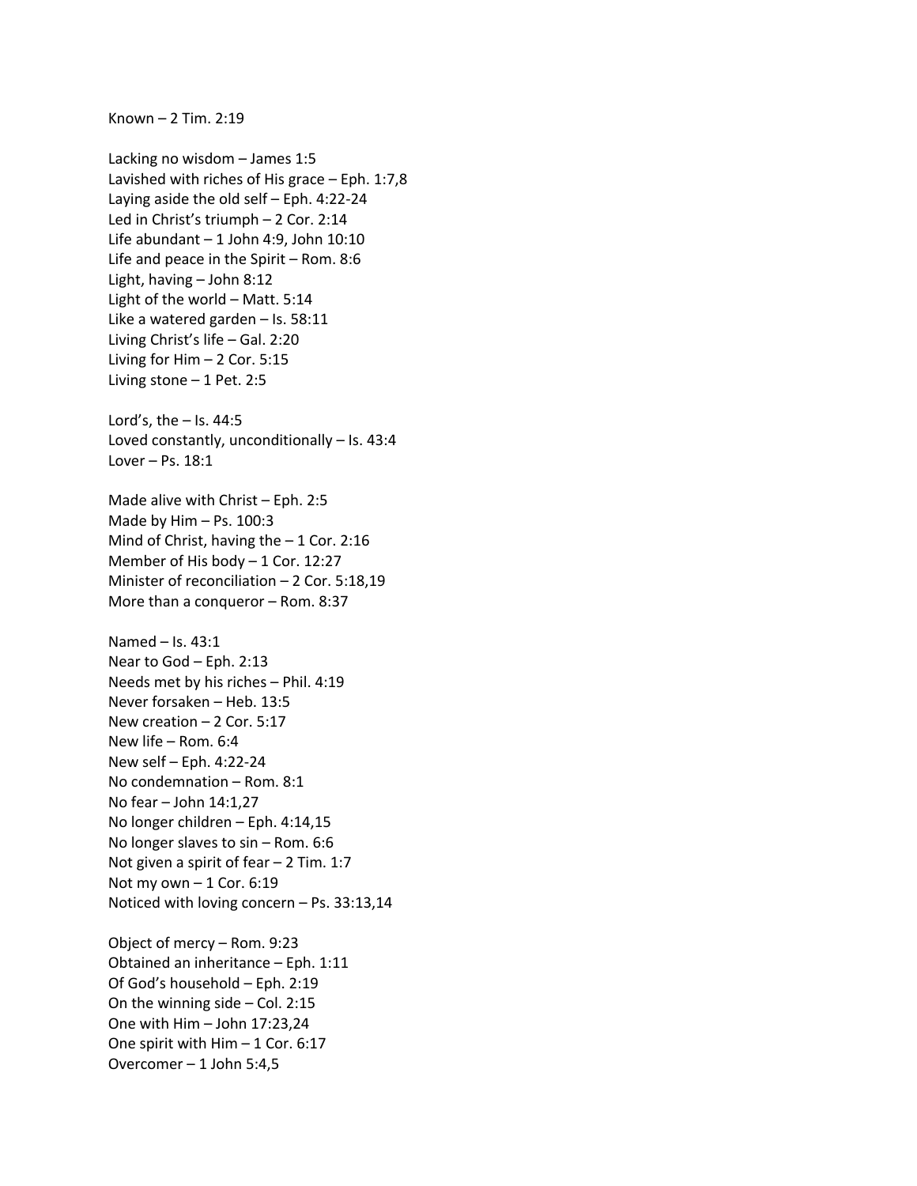Known – 2 Tim. 2:19

Lacking no wisdom – James 1:5
Lavished with riches of His grace – Eph. 1:7,8
Laying aside the old self – Eph. 4:22-24
Led in Christ's triumph – 2 Cor. 2:14
Life abundant – 1 John 4:9, John 10:10
Life and peace in the Spirit – Rom. 8:6
Light, having – John 8:12
Light of the world – Matt. 5:14
Like a watered garden – Is. 58:11
Living Christ's life – Gal. 2:20
Living for Him – 2 Cor. 5:15
Living stone – 1 Pet. 2:5

Lord's, the – Is. 44:5
Loved constantly, unconditionally – Is. 43:4
Lover – Ps. 18:1

Made alive with Christ – Eph. 2:5
Made by Him – Ps. 100:3
Mind of Christ, having the – 1 Cor. 2:16
Member of His body – 1 Cor. 12:27
Minister of reconciliation – 2 Cor. 5:18,19
More than a conqueror – Rom. 8:37

Named – Is. 43:1
Near to God – Eph. 2:13
Needs met by his riches – Phil. 4:19
Never forsaken – Heb. 13:5
New creation – 2 Cor. 5:17
New life – Rom. 6:4
New self – Eph. 4:22-24
No condemnation – Rom. 8:1
No fear – John 14:1,27
No longer children – Eph. 4:14,15
No longer slaves to sin – Rom. 6:6
Not given a spirit of fear – 2 Tim. 1:7
Not my own – 1 Cor. 6:19
Noticed with loving concern – Ps. 33:13,14

Object of mercy – Rom. 9:23
Obtained an inheritance – Eph. 1:11
Of God's household – Eph. 2:19
On the winning side – Col. 2:15
One with Him – John 17:23,24
One spirit with Him – 1 Cor. 6:17
Overcomer – 1 John 5:4,5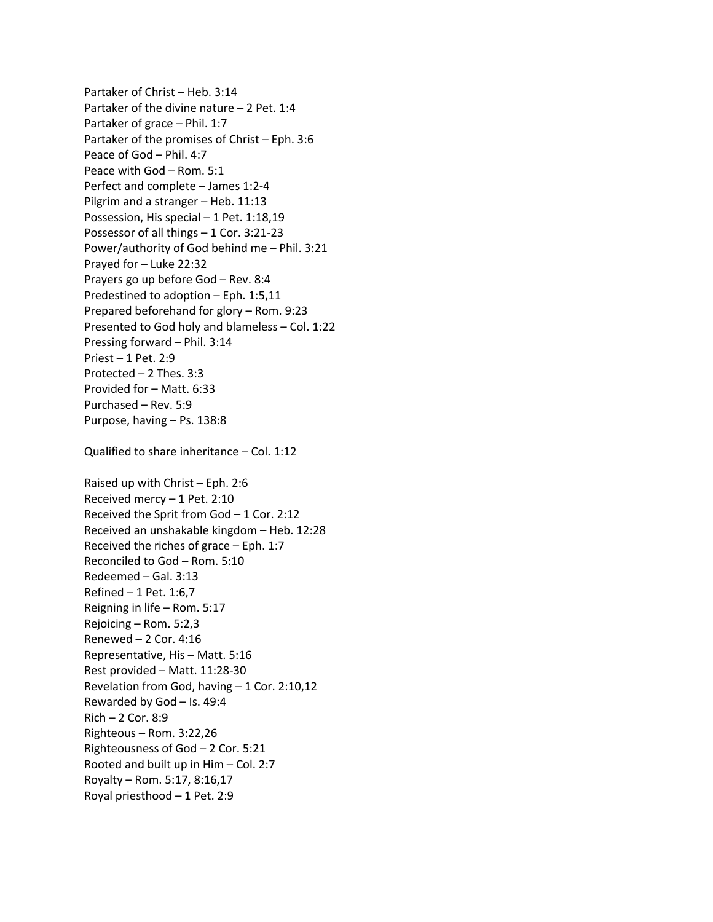Partaker of Christ – Heb. 3:14
Partaker of the divine nature – 2 Pet. 1:4
Partaker of grace – Phil. 1:7
Partaker of the promises of Christ – Eph. 3:6
Peace of God – Phil. 4:7
Peace with God – Rom. 5:1
Perfect and complete – James 1:2-4
Pilgrim and a stranger – Heb. 11:13
Possession, His special – 1 Pet. 1:18,19
Possessor of all things – 1 Cor. 3:21-23
Power/authority of God behind me – Phil. 3:21
Prayed for – Luke 22:32
Prayers go up before God – Rev. 8:4
Predestined to adoption – Eph. 1:5,11
Prepared beforehand for glory – Rom. 9:23
Presented to God holy and blameless – Col. 1:22
Pressing forward – Phil. 3:14
Priest – 1 Pet. 2:9
Protected – 2 Thes. 3:3
Provided for – Matt. 6:33
Purchased – Rev. 5:9
Purpose, having – Ps. 138:8

Qualified to share inheritance – Col. 1:12

Raised up with Christ – Eph. 2:6
Received mercy – 1 Pet. 2:10
Received the Sprit from God – 1 Cor. 2:12
Received an unshakable kingdom – Heb. 12:28
Received the riches of grace – Eph. 1:7
Reconciled to God – Rom. 5:10
Redeemed – Gal. 3:13
Refined – 1 Pet. 1:6,7
Reigning in life – Rom. 5:17
Rejoicing – Rom. 5:2,3
Renewed – 2 Cor. 4:16
Representative, His – Matt. 5:16
Rest provided – Matt. 11:28-30
Revelation from God, having – 1 Cor. 2:10,12
Rewarded by God – Is. 49:4
Rich – 2 Cor. 8:9
Righteous – Rom. 3:22,26
Righteousness of God – 2 Cor. 5:21
Rooted and built up in Him – Col. 2:7
Royalty – Rom. 5:17, 8:16,17
Royal priesthood – 1 Pet. 2:9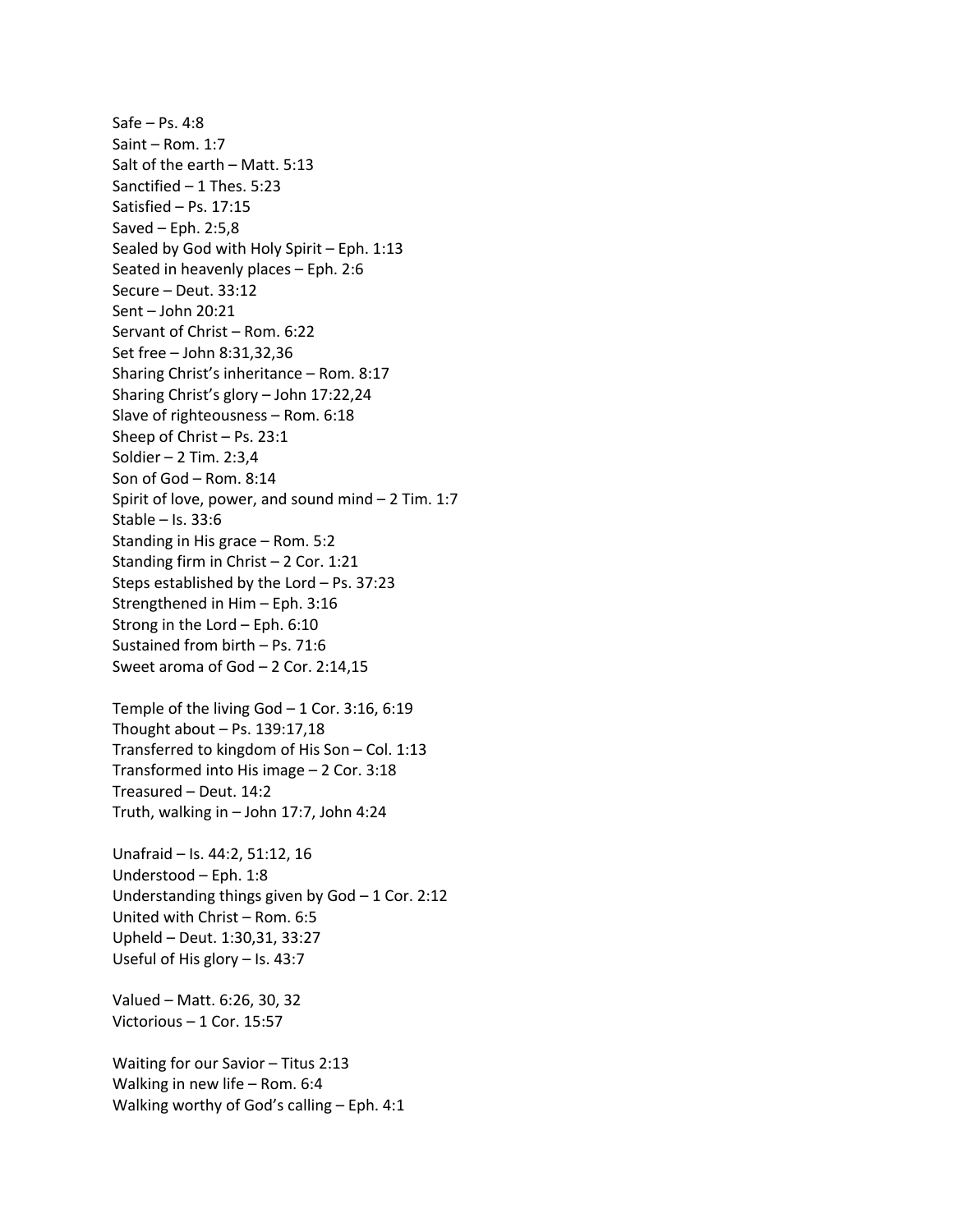Safe – Ps. 4:8
Saint – Rom. 1:7
Salt of the earth – Matt. 5:13
Sanctified – 1 Thes. 5:23
Satisfied – Ps. 17:15
Saved – Eph. 2:5,8
Sealed by God with Holy Spirit – Eph. 1:13
Seated in heavenly places – Eph. 2:6
Secure – Deut. 33:12
Sent – John 20:21
Servant of Christ – Rom. 6:22
Set free – John 8:31,32,36
Sharing Christ's inheritance – Rom. 8:17
Sharing Christ's glory – John 17:22,24
Slave of righteousness – Rom. 6:18
Sheep of Christ – Ps. 23:1
Soldier – 2 Tim. 2:3,4
Son of God – Rom. 8:14
Spirit of love, power, and sound mind – 2 Tim. 1:7
Stable – Is. 33:6
Standing in His grace – Rom. 5:2
Standing firm in Christ – 2 Cor. 1:21
Steps established by the Lord – Ps. 37:23
Strengthened in Him – Eph. 3:16
Strong in the Lord – Eph. 6:10
Sustained from birth – Ps. 71:6
Sweet aroma of God – 2 Cor. 2:14,15

Temple of the living God – 1 Cor. 3:16, 6:19
Thought about – Ps. 139:17,18
Transferred to kingdom of His Son – Col. 1:13
Transformed into His image – 2 Cor. 3:18
Treasured – Deut. 14:2
Truth, walking in – John 17:7, John 4:24

Unafraid – Is. 44:2, 51:12, 16
Understood – Eph. 1:8
Understanding things given by God – 1 Cor. 2:12
United with Christ – Rom. 6:5
Upheld – Deut. 1:30,31, 33:27
Useful of His glory – Is. 43:7

Valued – Matt. 6:26, 30, 32
Victorious – 1 Cor. 15:57

Waiting for our Savior – Titus 2:13
Walking in new life – Rom. 6:4
Walking worthy of God's calling – Eph. 4:1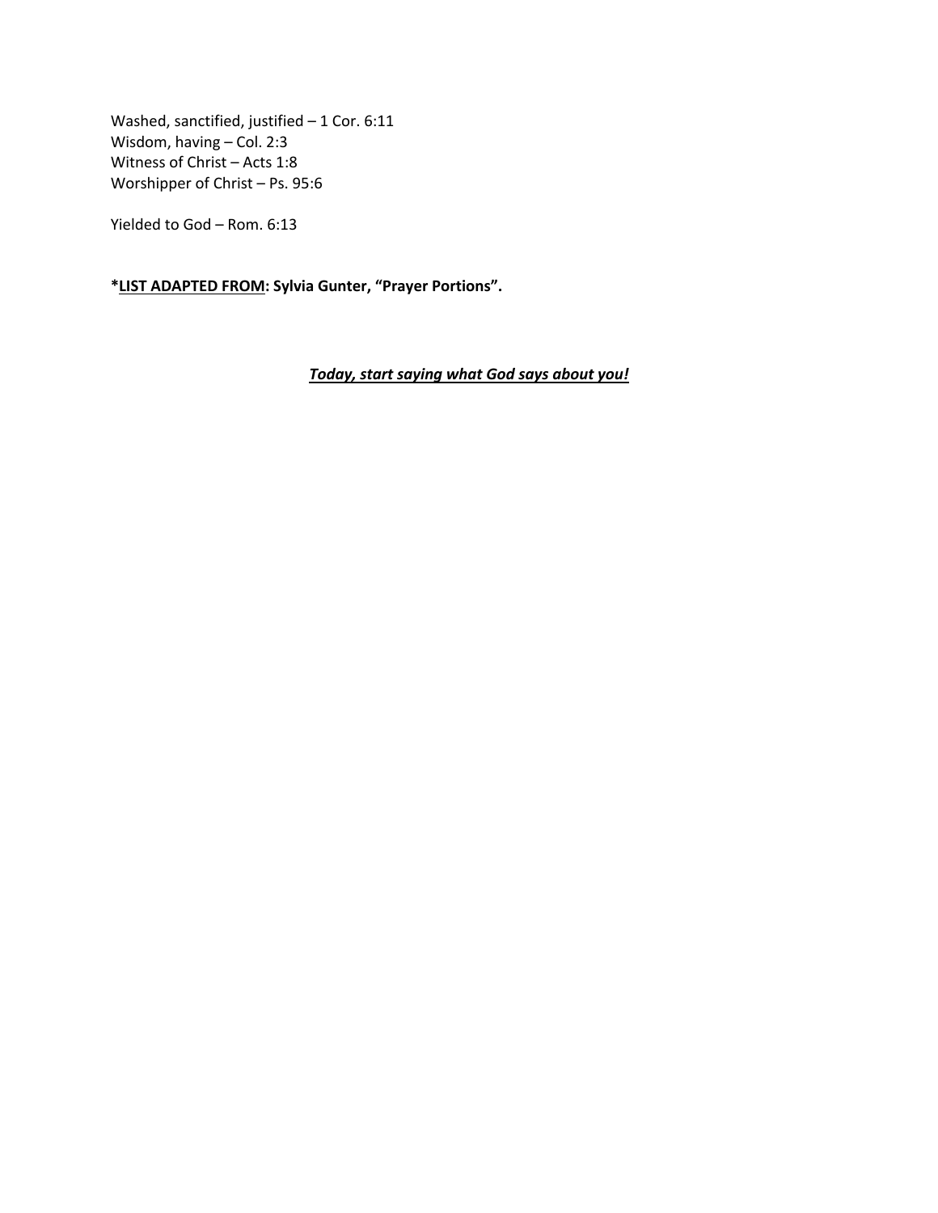Washed, sanctified, justified – 1 Cor. 6:11
Wisdom, having – Col. 2:3
Witness of Christ – Acts 1:8
Worshipper of Christ – Ps. 95:6

Yielded to God – Rom. 6:13

**\*<u>LIST ADAPTED FROM</u>: Sylvia Gunter, "Prayer Portions".**

***<u>Today, start saying what God says about you!</u>***